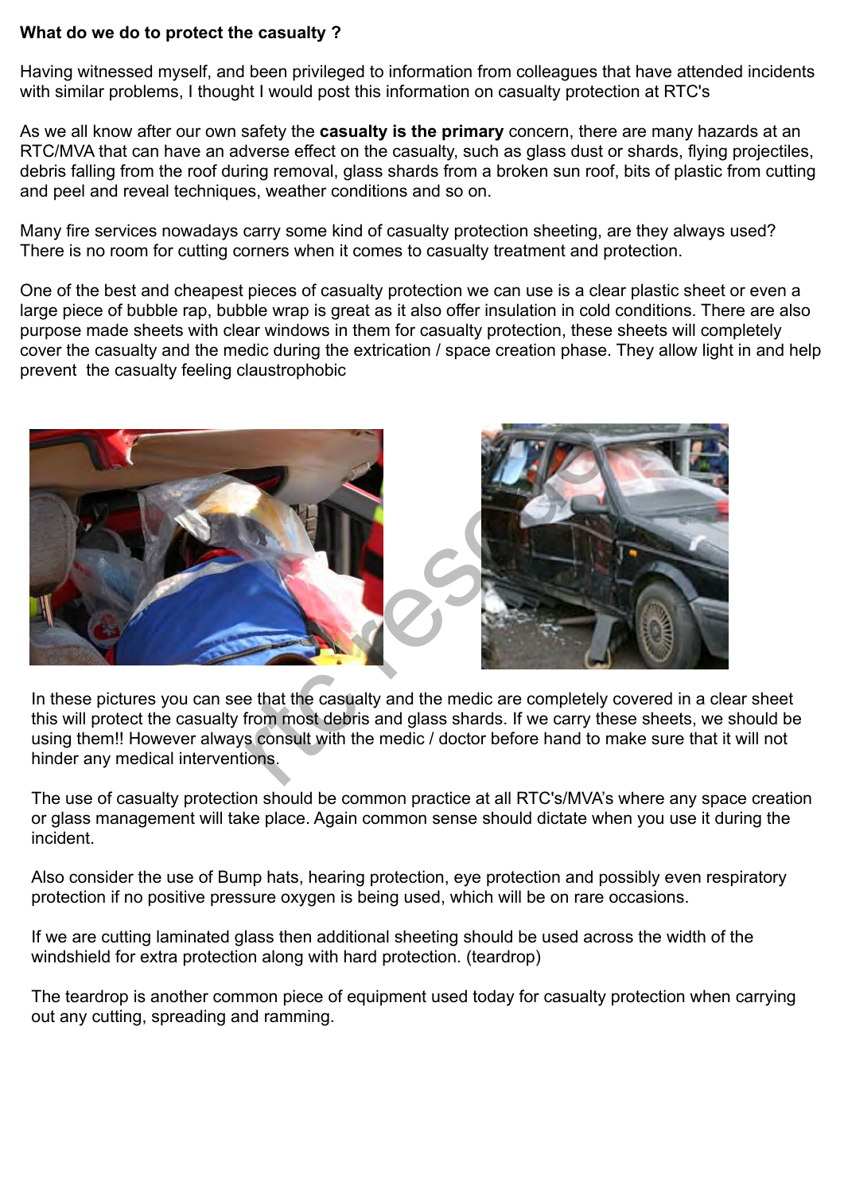**What do we do to protect the casualty ?**

Having witnessed myself, and been privileged to information from colleagues that have attended incidents with similar problems, I thought I would post this information on casualty protection at RTC's

As we all know after our own safety the **casualty is the primary** concern, there are many hazards at an RTC/MVA that can have an adverse effect on the casualty, such as glass dust or shards, flying projectiles, debris falling from the roof during removal, glass shards from a broken sun roof, bits of plastic from cutting and peel and reveal techniques, weather conditions and so on.

Many fire services nowadays carry some kind of casualty protection sheeting, are they always used? There is no room for cutting corners when it comes to casualty treatment and protection.

One of the best and cheapest pieces of casualty protection we can use is a clear plastic sheet or even a large piece of bubble rap, bubble wrap is great as it also offer insulation in cold conditions. There are also purpose made sheets with clear windows in them for casualty protection, these sheets will completely cover the casualty and the medic during the extrication / space creation phase. They allow light in and help prevent the casualty feeling claustrophobic

In these pictures you can see that the casualty and the medic are completely covered in a clear sheet this will protect the casualty from most debris and glass shards. If we carry these sheets, we should be using them!! However always consult with the medic / doctor before hand to make sure that it will not hinder any medical interventions.

The use of casualty protection should be common practice at all RTC's/MVA's where any space creation or glass management will take place. Again common sense should dictate when you use it during the incident.

Also consider the use of Bump hats, hearing protection, eye protection and possibly even respiratory protection if no positive pressure oxygen is being used, which will be on rare occasions.

If we are cutting laminated glass then additional sheeting should be used across the width of the windshield for extra protection along with hard protection. (teardrop)

The teardrop is another common piece of equipment used today for casualty protection when carrying out any cutting, spreading and ramming.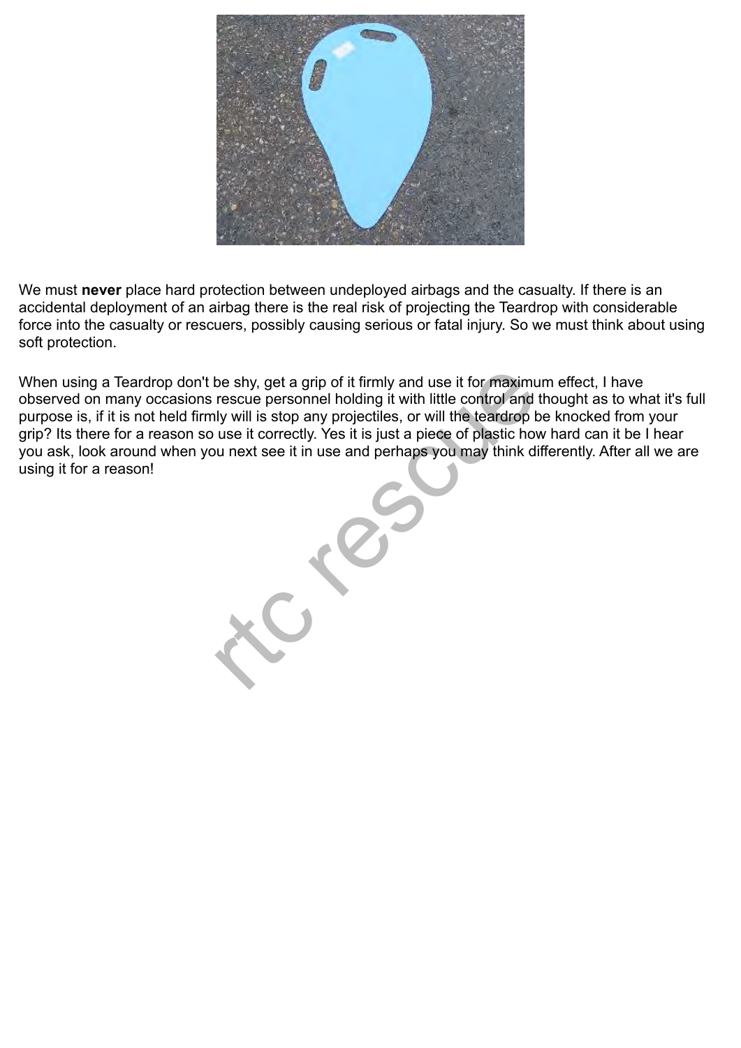We must **never** place hard protection between undeployed airbags and the casualty. If there is an accidental deployment of an airbag there is the real risk of projecting the Teardrop with considerable force into the casualty or rescuers, possibly causing serious or fatal injury. So we must think about using soft protection.

When using a Teardrop don't be shy, get a grip of it firmly and use it for maximum effect, I have observed on many occasions rescue personnel holding it with little control and thought as to what it's full purpose is, if it is not held firmly will is stop any projectiles, or will the teardrop be knocked from your grip? Its there for a reason so use it correctly. Yes it is just a piece of plastic how hard can it be I hear you ask, look around when you next see it in use and perhaps you may think differently. After all we are using it for a reason!